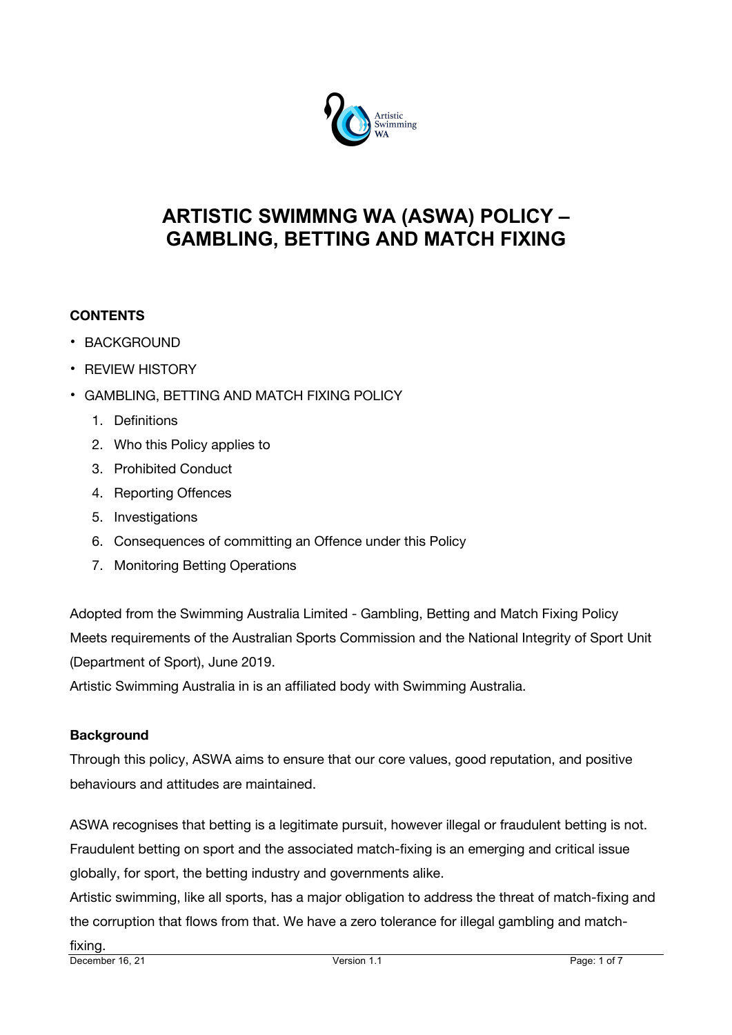# ARTISTIC SWIMMNG WA (ASWA) POLICY – GAMBLING, BETTING AND MATCH FIXING

**CONTENTS**

- BACKGROUND
- REVIEW HISTORY
- GAMBLING, BETTING AND MATCH FIXING POLICY
    1. Definitions
    2. Who this Policy applies to
    3. Prohibited Conduct
    4. Reporting Offences
    5. Investigations
    6. Consequences of committing an Offence under this Policy
    7. Monitoring Betting Operations

Adopted from the Swimming Australia Limited - Gambling, Betting and Match Fixing Policy
Meets requirements of the Australian Sports Commission and the National Integrity of Sport Unit (Department of Sport), June 2019.
Artistic Swimming Australia in is an affiliated body with Swimming Australia.

**Background**

Through this policy, ASWA aims to ensure that our core values, good reputation, and positive behaviours and attitudes are maintained.

ASWA recognises that betting is a legitimate pursuit, however illegal or fraudulent betting is not. Fraudulent betting on sport and the associated match-fixing is an emerging and critical issue globally, for sport, the betting industry and governments alike.
Artistic swimming, like all sports, has a major obligation to address the threat of match-fixing and the corruption that flows from that. We have a zero tolerance for illegal gambling and match-fixing.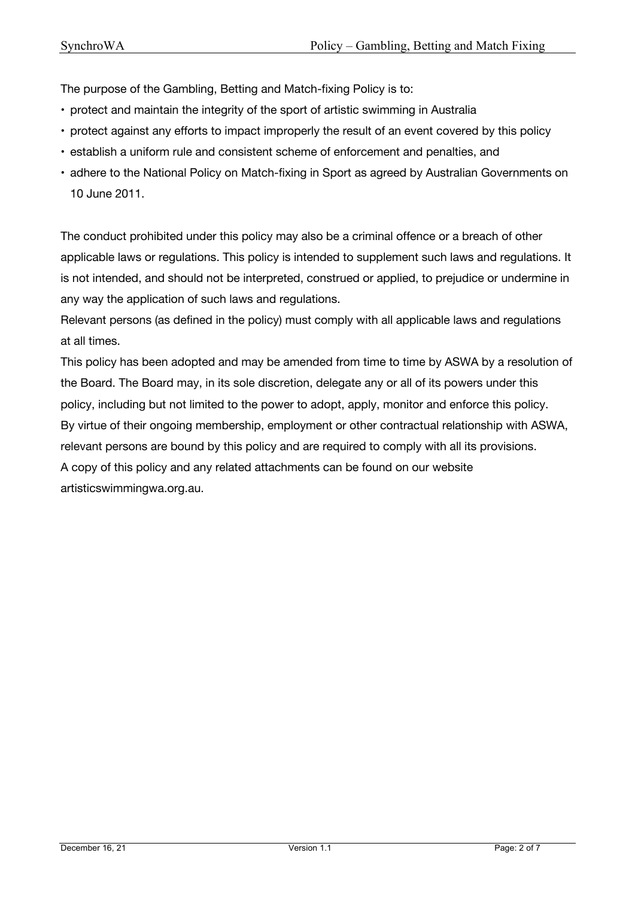The purpose of the Gambling, Betting and Match-fixing Policy is to:

- protect and maintain the integrity of the sport of artistic swimming in Australia
- protect against any efforts to impact improperly the result of an event covered by this policy
- establish a uniform rule and consistent scheme of enforcement and penalties, and
- adhere to the National Policy on Match-fixing in Sport as agreed by Australian Governments on 10 June 2011.

The conduct prohibited under this policy may also be a criminal offence or a breach of other applicable laws or regulations. This policy is intended to supplement such laws and regulations. It is not intended, and should not be interpreted, construed or applied, to prejudice or undermine in any way the application of such laws and regulations.

Relevant persons (as defined in the policy) must comply with all applicable laws and regulations at all times.

This policy has been adopted and may be amended from time to time by ASWA by a resolution of the Board. The Board may, in its sole discretion, delegate any or all of its powers under this policy, including but not limited to the power to adopt, apply, monitor and enforce this policy.

By virtue of their ongoing membership, employment or other contractual relationship with ASWA, relevant persons are bound by this policy and are required to comply with all its provisions.

A copy of this policy and any related attachments can be found on our website artisticswimmingwa.org.au.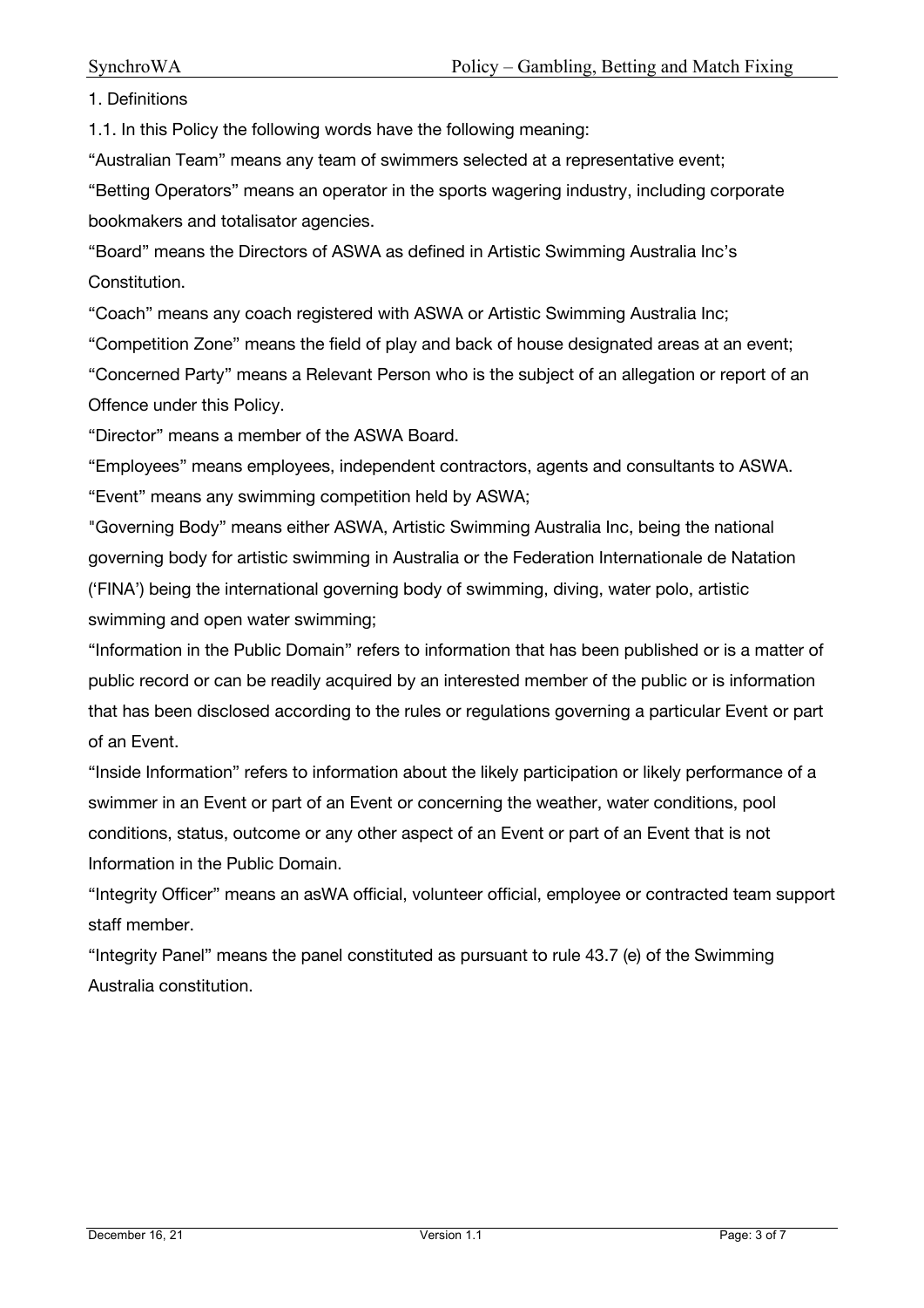1. Definitions

1.1. In this Policy the following words have the following meaning:

"Australian Team" means any team of swimmers selected at a representative event;

"Betting Operators" means an operator in the sports wagering industry, including corporate bookmakers and totalisator agencies.

"Board" means the Directors of ASWA as defined in Artistic Swimming Australia Inc's Constitution.

"Coach" means any coach registered with ASWA or Artistic Swimming Australia Inc;

"Competition Zone" means the field of play and back of house designated areas at an event;

"Concerned Party" means a Relevant Person who is the subject of an allegation or report of an Offence under this Policy.

"Director" means a member of the ASWA Board.

"Employees" means employees, independent contractors, agents and consultants to ASWA.

"Event" means any swimming competition held by ASWA;

"Governing Body" means either ASWA, Artistic Swimming Australia Inc, being the national governing body for artistic swimming in Australia or the Federation Internationale de Natation ('FINA') being the international governing body of swimming, diving, water polo, artistic swimming and open water swimming;

"Information in the Public Domain" refers to information that has been published or is a matter of public record or can be readily acquired by an interested member of the public or is information that has been disclosed according to the rules or regulations governing a particular Event or part of an Event.

"Inside Information" refers to information about the likely participation or likely performance of a swimmer in an Event or part of an Event or concerning the weather, water conditions, pool conditions, status, outcome or any other aspect of an Event or part of an Event that is not Information in the Public Domain.

"Integrity Officer" means an asWA official, volunteer official, employee or contracted team support staff member.

"Integrity Panel" means the panel constituted as pursuant to rule 43.7 (e) of the Swimming Australia constitution.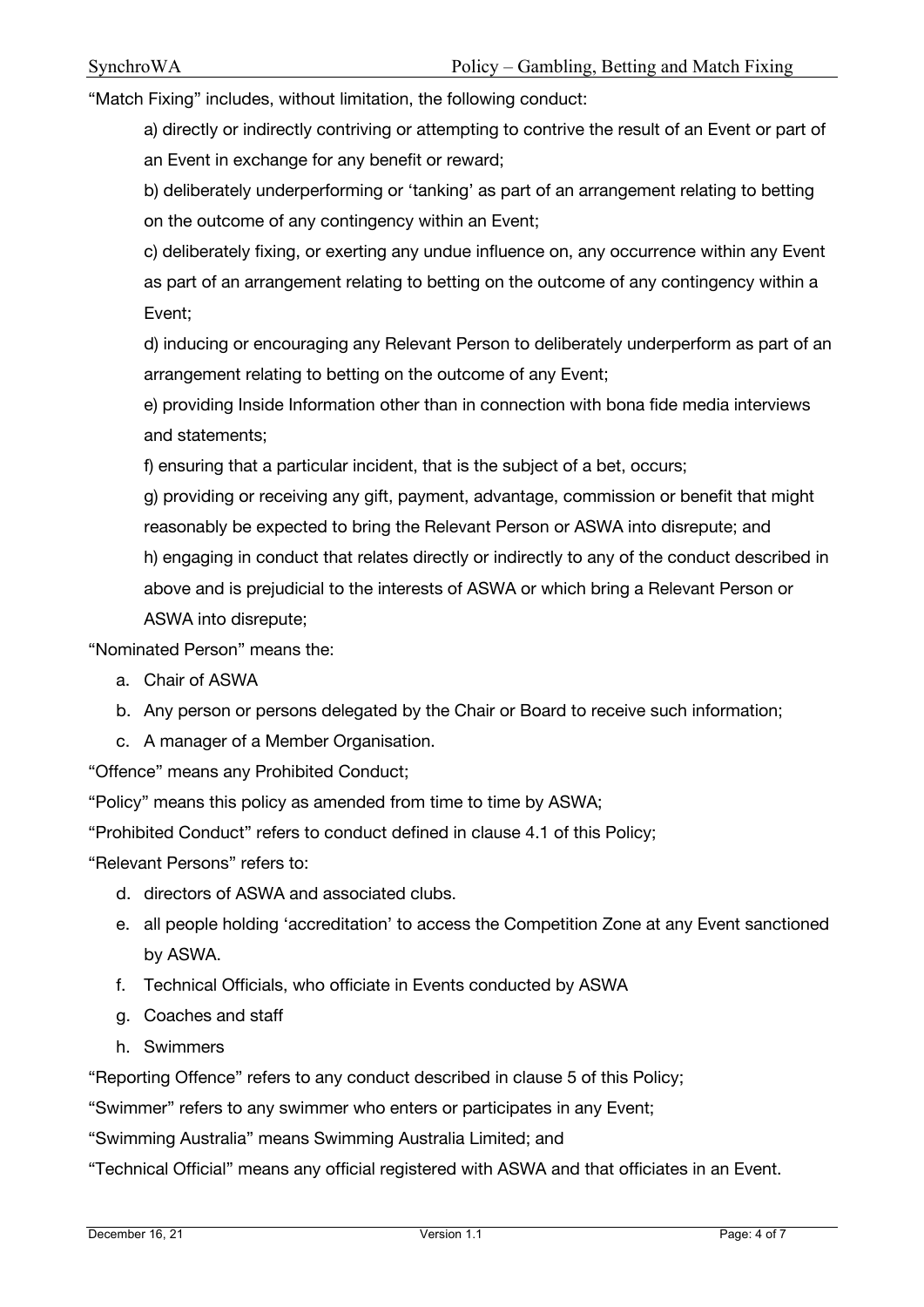“Match Fixing” includes, without limitation, the following conduct:

a) directly or indirectly contriving or attempting to contrive the result of an Event or part of an Event in exchange for any benefit or reward;

b) deliberately underperforming or ‘tanking’ as part of an arrangement relating to betting on the outcome of any contingency within an Event;

c) deliberately fixing, or exerting any undue influence on, any occurrence within any Event as part of an arrangement relating to betting on the outcome of any contingency within a Event;

d) inducing or encouraging any Relevant Person to deliberately underperform as part of an arrangement relating to betting on the outcome of any Event;

e) providing Inside Information other than in connection with bona fide media interviews and statements;

f) ensuring that a particular incident, that is the subject of a bet, occurs;

g) providing or receiving any gift, payment, advantage, commission or benefit that might reasonably be expected to bring the Relevant Person or ASWA into disrepute; and

h) engaging in conduct that relates directly or indirectly to any of the conduct described in above and is prejudicial to the interests of ASWA or which bring a Relevant Person or ASWA into disrepute;

“Nominated Person” means the:

a. Chair of ASWA
b. Any person or persons delegated by the Chair or Board to receive such information;
c. A manager of a Member Organisation.

“Offence” means any Prohibited Conduct;

“Policy” means this policy as amended from time to time by ASWA;

“Prohibited Conduct” refers to conduct defined in clause 4.1 of this Policy;

“Relevant Persons” refers to:

d. directors of ASWA and associated clubs.
e. all people holding ‘accreditation’ to access the Competition Zone at any Event sanctioned by ASWA.
f. Technical Officials, who officiate in Events conducted by ASWA
g. Coaches and staff
h. Swimmers

“Reporting Offence” refers to any conduct described in clause 5 of this Policy;

“Swimmer” refers to any swimmer who enters or participates in any Event;

“Swimming Australia” means Swimming Australia Limited; and

“Technical Official” means any official registered with ASWA and that officiates in an Event.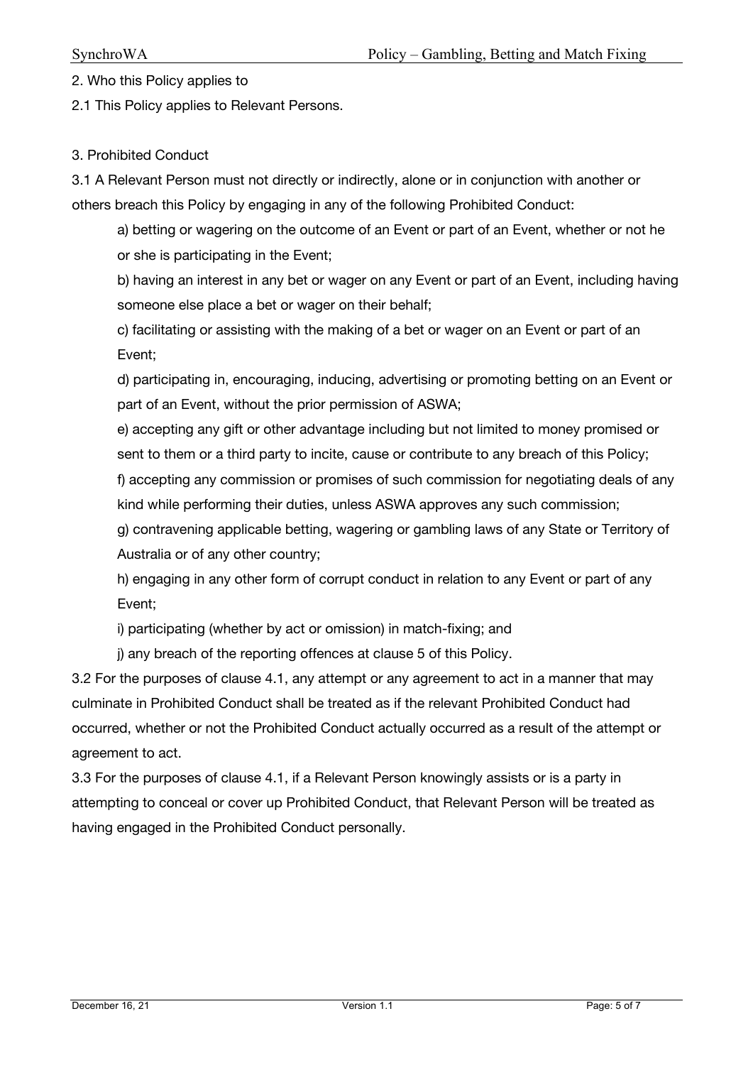## 2. Who this Policy applies to

2.1 This Policy applies to Relevant Persons.

## 3. Prohibited Conduct

3.1 A Relevant Person must not directly or indirectly, alone or in conjunction with another or others breach this Policy by engaging in any of the following Prohibited Conduct:

a) betting or wagering on the outcome of an Event or part of an Event, whether or not he or she is participating in the Event;

b) having an interest in any bet or wager on any Event or part of an Event, including having someone else place a bet or wager on their behalf;

c) facilitating or assisting with the making of a bet or wager on an Event or part of an Event;

d) participating in, encouraging, inducing, advertising or promoting betting on an Event or part of an Event, without the prior permission of ASWA;

e) accepting any gift or other advantage including but not limited to money promised or sent to them or a third party to incite, cause or contribute to any breach of this Policy;

f) accepting any commission or promises of such commission for negotiating deals of any kind while performing their duties, unless ASWA approves any such commission;

g) contravening applicable betting, wagering or gambling laws of any State or Territory of Australia or of any other country;

h) engaging in any other form of corrupt conduct in relation to any Event or part of any Event;

i) participating (whether by act or omission) in match-fixing; and

j) any breach of the reporting offences at clause 5 of this Policy.

3.2 For the purposes of clause 4.1, any attempt or any agreement to act in a manner that may culminate in Prohibited Conduct shall be treated as if the relevant Prohibited Conduct had occurred, whether or not the Prohibited Conduct actually occurred as a result of the attempt or agreement to act.

3.3 For the purposes of clause 4.1, if a Relevant Person knowingly assists or is a party in attempting to conceal or cover up Prohibited Conduct, that Relevant Person will be treated as having engaged in the Prohibited Conduct personally.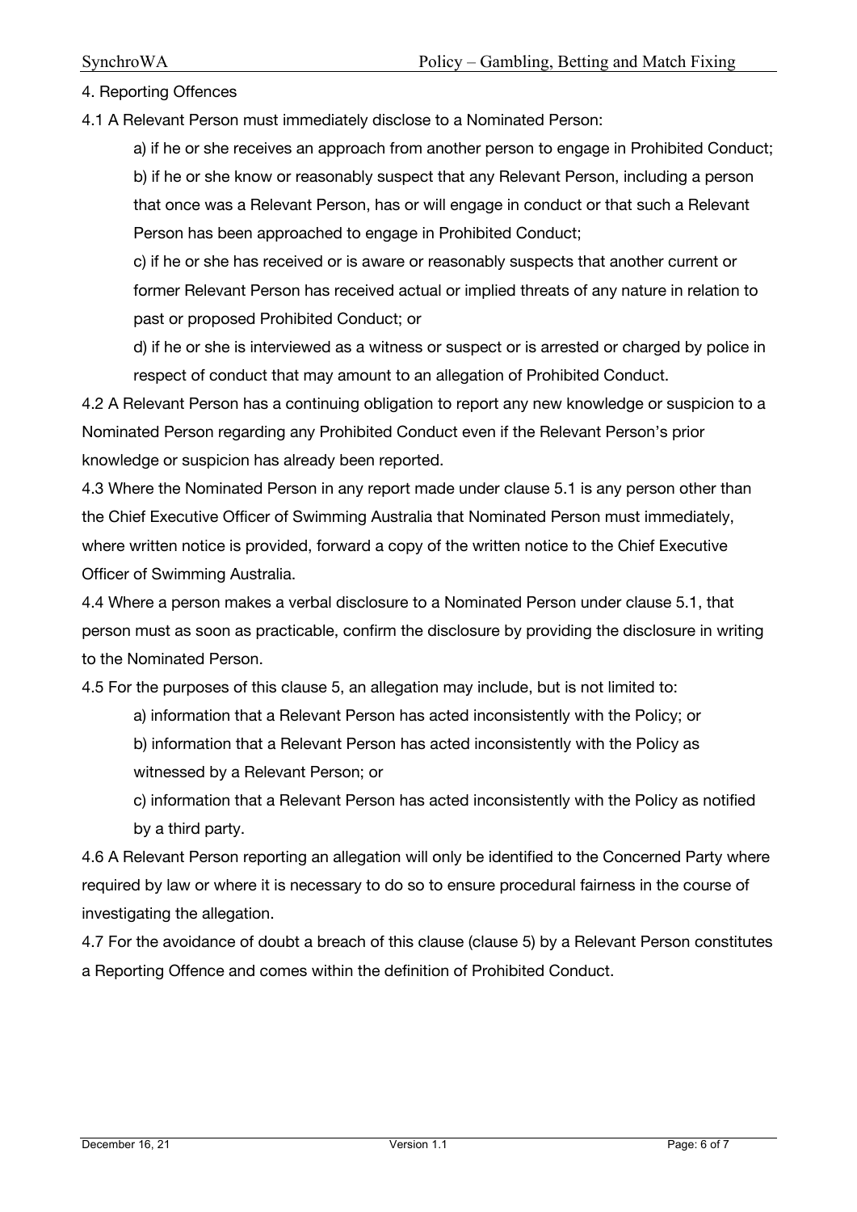## 4. Reporting Offences

4.1 A Relevant Person must immediately disclose to a Nominated Person:

a) if he or she receives an approach from another person to engage in Prohibited Conduct;

b) if he or she know or reasonably suspect that any Relevant Person, including a person that once was a Relevant Person, has or will engage in conduct or that such a Relevant Person has been approached to engage in Prohibited Conduct;

c) if he or she has received or is aware or reasonably suspects that another current or former Relevant Person has received actual or implied threats of any nature in relation to past or proposed Prohibited Conduct; or

d) if he or she is interviewed as a witness or suspect or is arrested or charged by police in respect of conduct that may amount to an allegation of Prohibited Conduct.

4.2 A Relevant Person has a continuing obligation to report any new knowledge or suspicion to a Nominated Person regarding any Prohibited Conduct even if the Relevant Person's prior knowledge or suspicion has already been reported.

4.3 Where the Nominated Person in any report made under clause 5.1 is any person other than the Chief Executive Officer of Swimming Australia that Nominated Person must immediately, where written notice is provided, forward a copy of the written notice to the Chief Executive Officer of Swimming Australia.

4.4 Where a person makes a verbal disclosure to a Nominated Person under clause 5.1, that person must as soon as practicable, confirm the disclosure by providing the disclosure in writing to the Nominated Person.

4.5 For the purposes of this clause 5, an allegation may include, but is not limited to:

a) information that a Relevant Person has acted inconsistently with the Policy; or

b) information that a Relevant Person has acted inconsistently with the Policy as witnessed by a Relevant Person; or

c) information that a Relevant Person has acted inconsistently with the Policy as notified by a third party.

4.6 A Relevant Person reporting an allegation will only be identified to the Concerned Party where required by law or where it is necessary to do so to ensure procedural fairness in the course of investigating the allegation.

4.7 For the avoidance of doubt a breach of this clause (clause 5) by a Relevant Person constitutes a Reporting Offence and comes within the definition of Prohibited Conduct.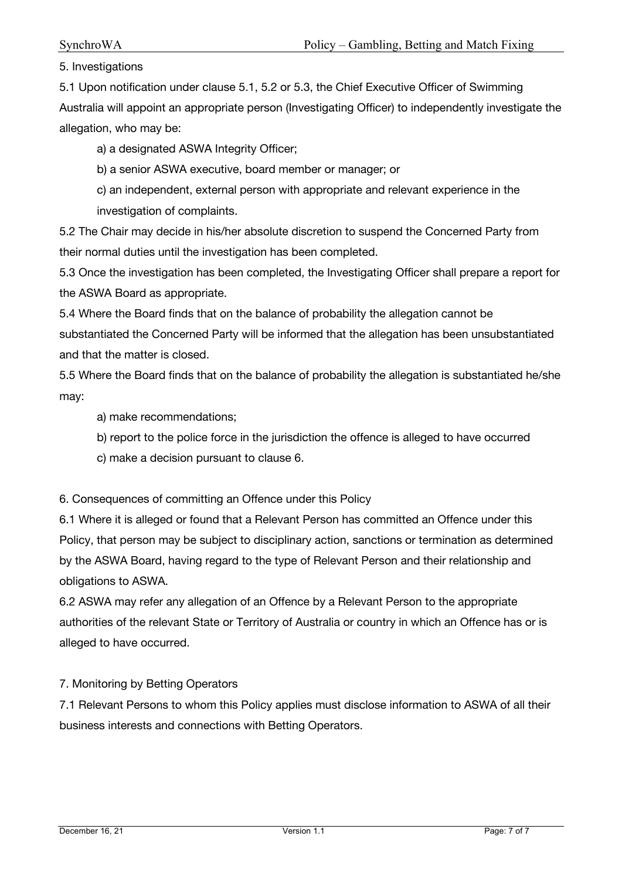## 5. Investigations

5.1 Upon notification under clause 5.1, 5.2 or 5.3, the Chief Executive Officer of Swimming Australia will appoint an appropriate person (Investigating Officer) to independently investigate the allegation, who may be:

a) a designated ASWA Integrity Officer;

b) a senior ASWA executive, board member or manager; or

c) an independent, external person with appropriate and relevant experience in the investigation of complaints.

5.2 The Chair may decide in his/her absolute discretion to suspend the Concerned Party from their normal duties until the investigation has been completed.

5.3 Once the investigation has been completed, the Investigating Officer shall prepare a report for the ASWA Board as appropriate.

5.4 Where the Board finds that on the balance of probability the allegation cannot be substantiated the Concerned Party will be informed that the allegation has been unsubstantiated and that the matter is closed.

5.5 Where the Board finds that on the balance of probability the allegation is substantiated he/she may:

a) make recommendations;

b) report to the police force in the jurisdiction the offence is alleged to have occurred

c) make a decision pursuant to clause 6.

## 6. Consequences of committing an Offence under this Policy

6.1 Where it is alleged or found that a Relevant Person has committed an Offence under this Policy, that person may be subject to disciplinary action, sanctions or termination as determined by the ASWA Board, having regard to the type of Relevant Person and their relationship and obligations to ASWA.

6.2 ASWA may refer any allegation of an Offence by a Relevant Person to the appropriate authorities of the relevant State or Territory of Australia or country in which an Offence has or is alleged to have occurred.

## 7. Monitoring by Betting Operators

7.1 Relevant Persons to whom this Policy applies must disclose information to ASWA of all their business interests and connections with Betting Operators.